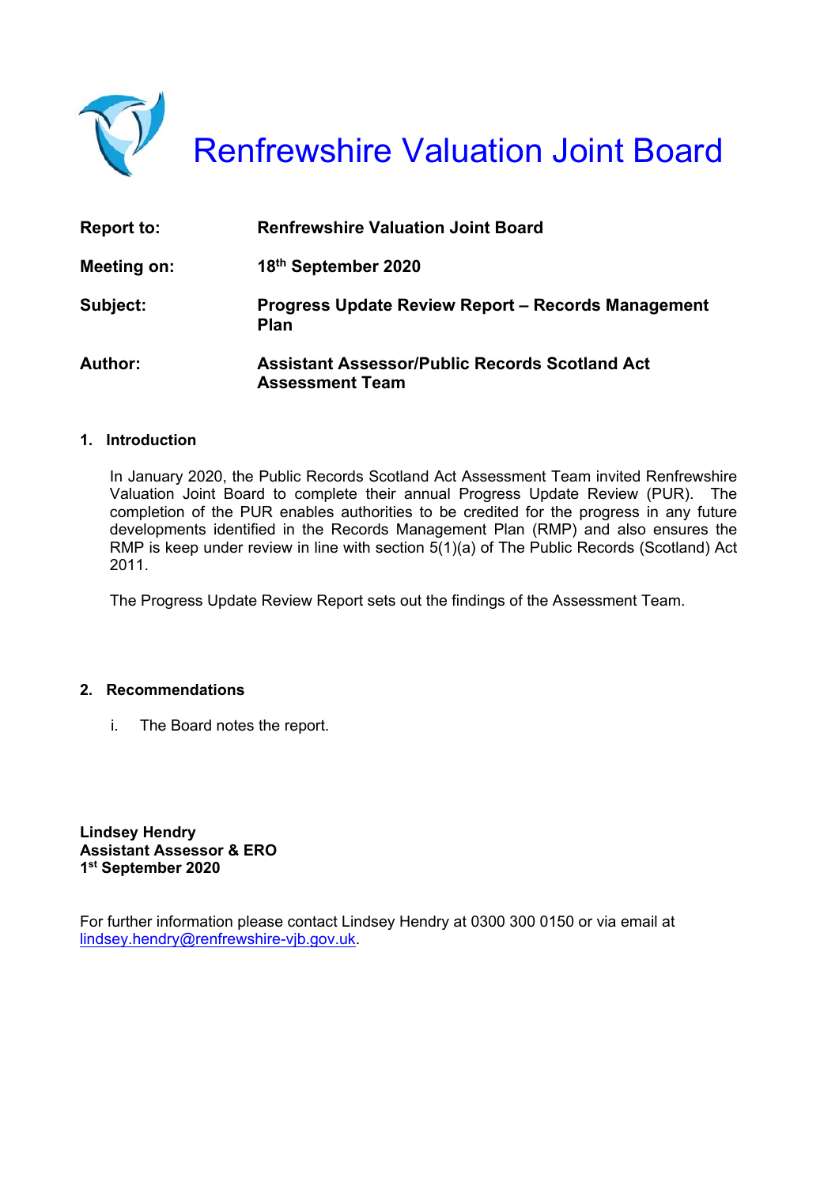# Renfrewshire Valuation Joint Board

| | |
|---|---|
| **Report to:** | **Renfrewshire Valuation Joint Board** |
| **Meeting on:** | **18th September 2020** |
| **Subject:** | **Progress Update Review Report – Records Management Plan** |
| **Author:** | **Assistant Assessor/Public Records Scotland Act Assessment Team** |

## 1. Introduction

In January 2020, the Public Records Scotland Act Assessment Team invited Renfrewshire Valuation Joint Board to complete their annual Progress Update Review (PUR). The completion of the PUR enables authorities to be credited for the progress in any future developments identified in the Records Management Plan (RMP) and also ensures the RMP is keep under review in line with section 5(1)(a) of The Public Records (Scotland) Act 2011.

The Progress Update Review Report sets out the findings of the Assessment Team.

## 2. Recommendations

i. The Board notes the report.

**Lindsey Hendry**
**Assistant Assessor & ERO**
**1st September 2020**

For further information please contact Lindsey Hendry at 0300 300 0150 or via email at lindsey.hendry@renfrewshire-vjb.gov.uk.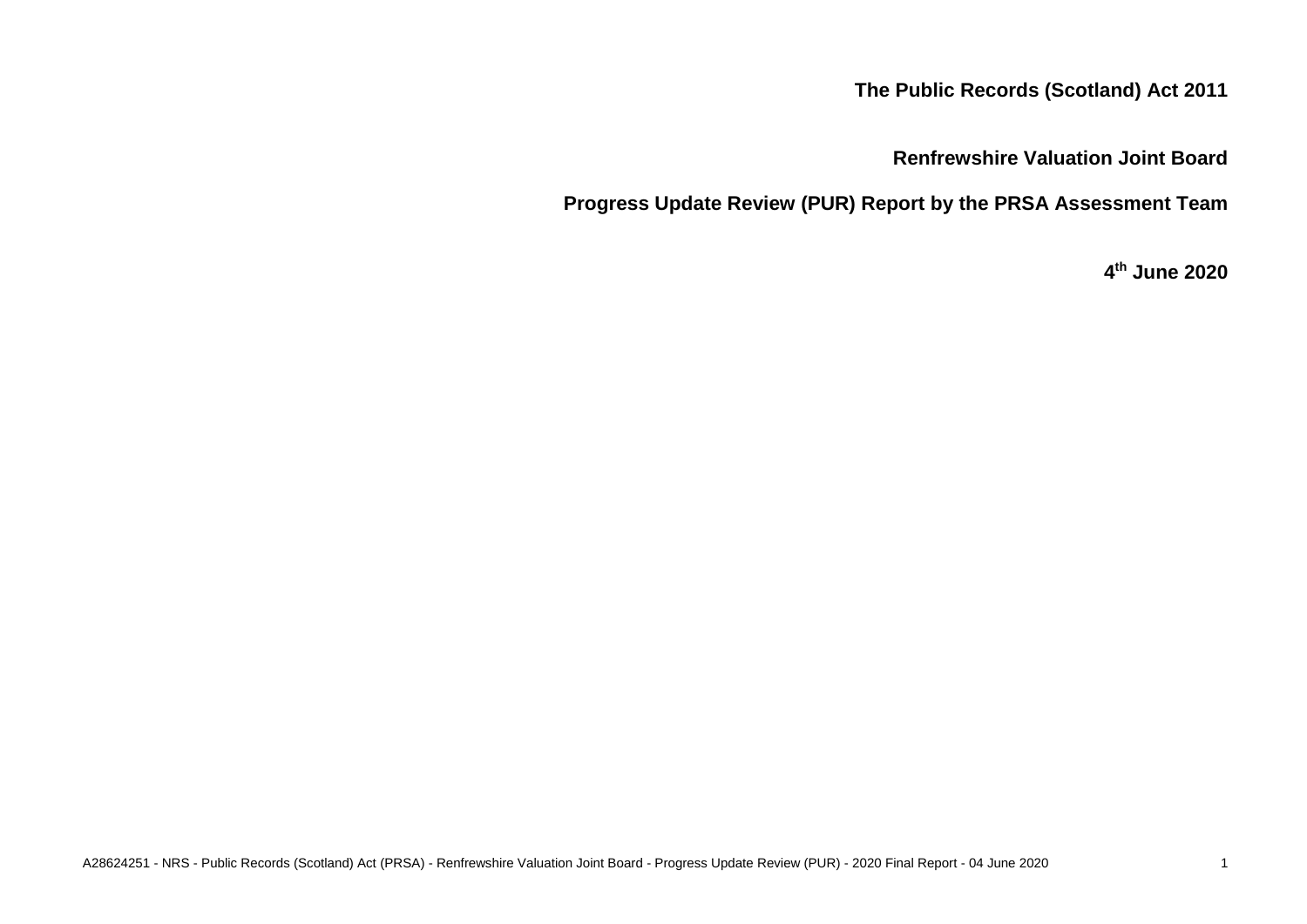**The Public Records (Scotland) Act 2011**

**Renfrewshire Valuation Joint Board**

**Progress Update Review (PUR) Report by the PRSA Assessment Team**

**4th June 2020**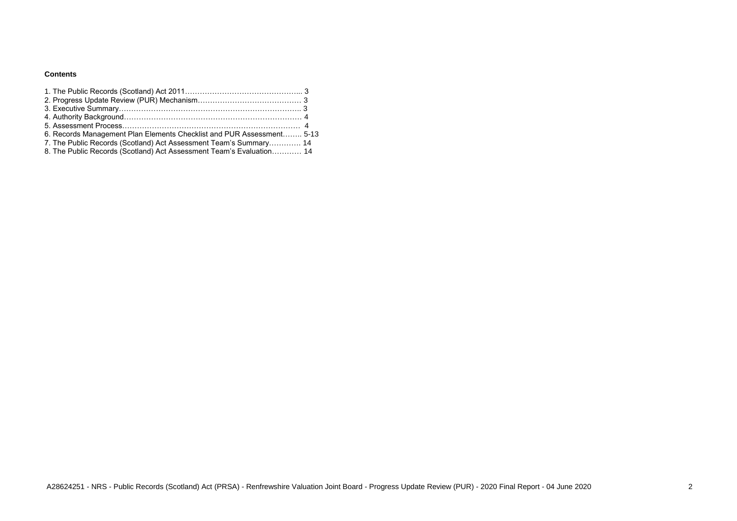**Contents**

1. The Public Records (Scotland) Act 2011………………………………………... 3
2. Progress Update Review (PUR) Mechanism…………………………………… 3
3. Executive Summary………………………………………………………………. 3
4. Authority Background……………………………………………………………. 4
5. Assessment Process…………………………………………………………… 4
6. Records Management Plan Elements Checklist and PUR Assessment…….. 5-13
7. The Public Records (Scotland) Act Assessment Team's Summary…………. 14
8. The Public Records (Scotland) Act Assessment Team's Evaluation………… 14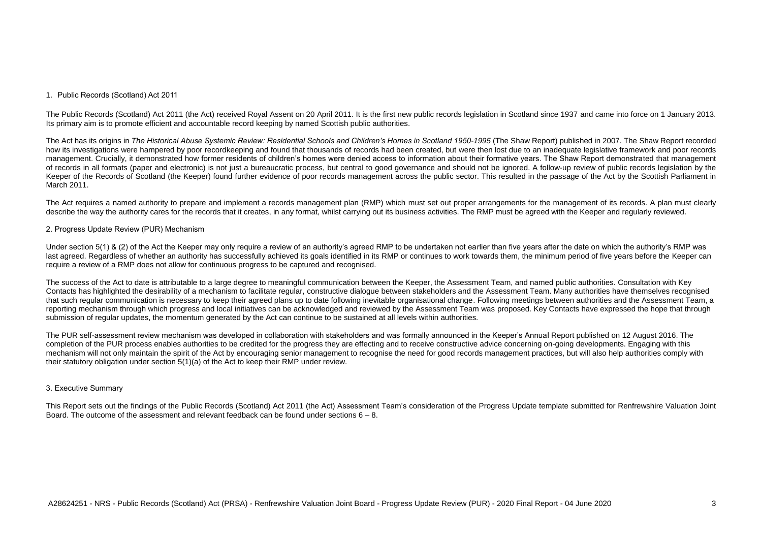## 1. Public Records (Scotland) Act 2011

The Public Records (Scotland) Act 2011 (the Act) received Royal Assent on 20 April 2011. It is the first new public records legislation in Scotland since 1937 and came into force on 1 January 2013. Its primary aim is to promote efficient and accountable record keeping by named Scottish public authorities.

The Act has its origins in *The Historical Abuse Systemic Review: Residential Schools and Children's Homes in Scotland 1950-1995* (The Shaw Report) published in 2007. The Shaw Report recorded how its investigations were hampered by poor recordkeeping and found that thousands of records had been created, but were then lost due to an inadequate legislative framework and poor records management. Crucially, it demonstrated how former residents of children's homes were denied access to information about their formative years. The Shaw Report demonstrated that management of records in all formats (paper and electronic) is not just a bureaucratic process, but central to good governance and should not be ignored. A follow-up review of public records legislation by the Keeper of the Records of Scotland (the Keeper) found further evidence of poor records management across the public sector. This resulted in the passage of the Act by the Scottish Parliament in March 2011.

The Act requires a named authority to prepare and implement a records management plan (RMP) which must set out proper arrangements for the management of its records. A plan must clearly describe the way the authority cares for the records that it creates, in any format, whilst carrying out its business activities. The RMP must be agreed with the Keeper and regularly reviewed.

## 2. Progress Update Review (PUR) Mechanism

Under section 5(1) & (2) of the Act the Keeper may only require a review of an authority's agreed RMP to be undertaken not earlier than five years after the date on which the authority's RMP was last agreed. Regardless of whether an authority has successfully achieved its goals identified in its RMP or continues to work towards them, the minimum period of five years before the Keeper can require a review of a RMP does not allow for continuous progress to be captured and recognised.

The success of the Act to date is attributable to a large degree to meaningful communication between the Keeper, the Assessment Team, and named public authorities. Consultation with Key Contacts has highlighted the desirability of a mechanism to facilitate regular, constructive dialogue between stakeholders and the Assessment Team. Many authorities have themselves recognised that such regular communication is necessary to keep their agreed plans up to date following inevitable organisational change. Following meetings between authorities and the Assessment Team, a reporting mechanism through which progress and local initiatives can be acknowledged and reviewed by the Assessment Team was proposed. Key Contacts have expressed the hope that through submission of regular updates, the momentum generated by the Act can continue to be sustained at all levels within authorities.

The PUR self-assessment review mechanism was developed in collaboration with stakeholders and was formally announced in the Keeper's Annual Report published on 12 August 2016. The completion of the PUR process enables authorities to be credited for the progress they are effecting and to receive constructive advice concerning on-going developments. Engaging with this mechanism will not only maintain the spirit of the Act by encouraging senior management to recognise the need for good records management practices, but will also help authorities comply with their statutory obligation under section 5(1)(a) of the Act to keep their RMP under review.

## 3. Executive Summary

This Report sets out the findings of the Public Records (Scotland) Act 2011 (the Act) Assessment Team's consideration of the Progress Update template submitted for Renfrewshire Valuation Joint Board. The outcome of the assessment and relevant feedback can be found under sections 6 – 8.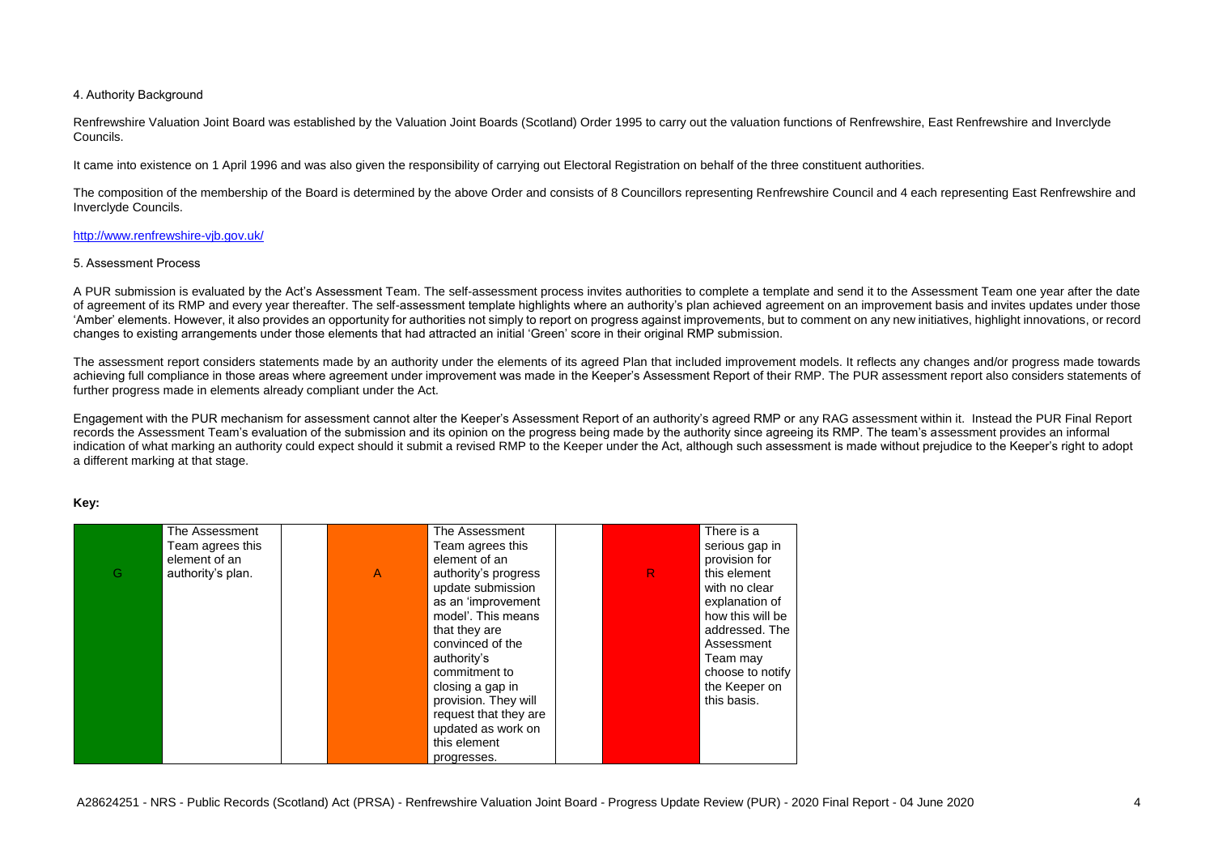4. Authority Background

Renfrewshire Valuation Joint Board was established by the Valuation Joint Boards (Scotland) Order 1995 to carry out the valuation functions of Renfrewshire, East Renfrewshire and Inverclyde Councils.

It came into existence on 1 April 1996 and was also given the responsibility of carrying out Electoral Registration on behalf of the three constituent authorities.

The composition of the membership of the Board is determined by the above Order and consists of 8 Councillors representing Renfrewshire Council and 4 each representing East Renfrewshire and Inverclyde Councils.

http://www.renfrewshire-vjb.gov.uk/

5. Assessment Process

A PUR submission is evaluated by the Act's Assessment Team. The self-assessment process invites authorities to complete a template and send it to the Assessment Team one year after the date of agreement of its RMP and every year thereafter. The self-assessment template highlights where an authority's plan achieved agreement on an improvement basis and invites updates under those 'Amber' elements. However, it also provides an opportunity for authorities not simply to report on progress against improvements, but to comment on any new initiatives, highlight innovations, or record changes to existing arrangements under those elements that had attracted an initial 'Green' score in their original RMP submission.

The assessment report considers statements made by an authority under the elements of its agreed Plan that included improvement models. It reflects any changes and/or progress made towards achieving full compliance in those areas where agreement under improvement was made in the Keeper's Assessment Report of their RMP. The PUR assessment report also considers statements of further progress made in elements already compliant under the Act.

Engagement with the PUR mechanism for assessment cannot alter the Keeper's Assessment Report of an authority's agreed RMP or any RAG assessment within it. Instead the PUR Final Report records the Assessment Team's evaluation of the submission and its opinion on the progress being made by the authority since agreeing its RMP. The team's assessment provides an informal indication of what marking an authority could expect should it submit a revised RMP to the Keeper under the Act, although such assessment is made without prejudice to the Keeper's right to adopt a different marking at that stage.

**Key:**

| | | | | | | | |
|---|---|---|---|---|---|---|---|
| G | The Assessment Team agrees this element of an authority's plan. | | A | The Assessment Team agrees this element of an authority's progress update submission as an 'improvement model'. This means that they are convinced of the authority's commitment to closing a gap in provision. They will request that they are updated as work on this element progresses. | | R | There is a serious gap in provision for this element with no clear explanation of how this will be addressed. The Assessment Team may choose to notify the Keeper on this basis. |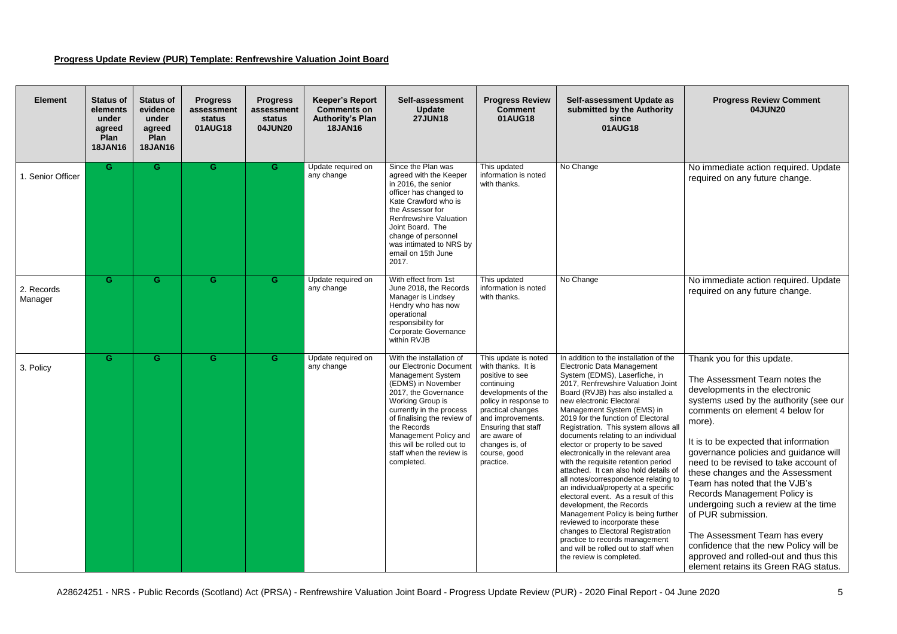**Progress Update Review (PUR) Template: Renfrewshire Valuation Joint Board**

| Element | Status of elements under agreed Plan 18JAN16 | Status of evidence under agreed Plan 18JAN16 | Progress assessment status 01AUG18 | Progress assessment status 04JUN20 | Keeper's Report Comments on Authority's Plan 18JAN16 | Self-assessment Update 27JUN18 | Progress Review Comment 01AUG18 | Self-assessment Update as submitted by the Authority since 01AUG18 | Progress Review Comment 04JUN20 |
|---|---|---|---|---|---|---|---|---|---|
| 1. Senior Officer | G | G | G | G | Update required on any change | Since the Plan was agreed with the Keeper in 2016, the senior officer has changed to Kate Crawford who is the Assessor for Renfrewshire Valuation Joint Board. The change of personnel was intimated to NRS by email on 15th June 2017. | This updated information is noted with thanks. | No Change | No immediate action required. Update required on any future change. |
| 2. Records Manager | G | G | G | G | Update required on any change | With effect from 1st June 2018, the Records Manager is Lindsey Hendry who has now operational responsibility for Corporate Governance within RVJB | This updated information is noted with thanks. | No Change | No immediate action required. Update required on any future change. |
| 3. Policy | G | G | G | G | Update required on any change | With the installation of our Electronic Document Management System (EDMS) in November 2017, the Governance Working Group is currently in the process of finalising the review of the Records Management Policy and this will be rolled out to staff when the review is completed. | This update is noted with thanks. It is positive to see continuing developments of the policy in response to practical changes and improvements. Ensuring that staff are aware of changes is, of course, good practice. | In addition to the installation of the Electronic Data Management System (EDMS), Laserfiche, in 2017, Renfrewshire Valuation Joint Board (RVJB) has also installed a new electronic Electoral Management System (EMS) in 2019 for the function of Electoral Registration. This system allows all documents relating to an individual elector or property to be saved electronically in the relevant area with the requisite retention period attached. It can also hold details of all notes/correspondence relating to an individual/property at a specific electoral event. As a result of this development, the Records Management Policy is being further reviewed to incorporate these changes to Electoral Registration practice to records management and will be rolled out to staff when the review is completed. | Thank you for this update.<br><br>The Assessment Team notes the developments in the electronic systems used by the authority (see our comments on element 4 below for more).<br><br>It is to be expected that information governance policies and guidance will need to be revised to take account of these changes and the Assessment Team has noted that the VJB's Records Management Policy is undergoing such a review at the time of PUR submission.<br><br>The Assessment Team has every confidence that the new Policy will be approved and rolled-out and thus this element retains its Green RAG status. |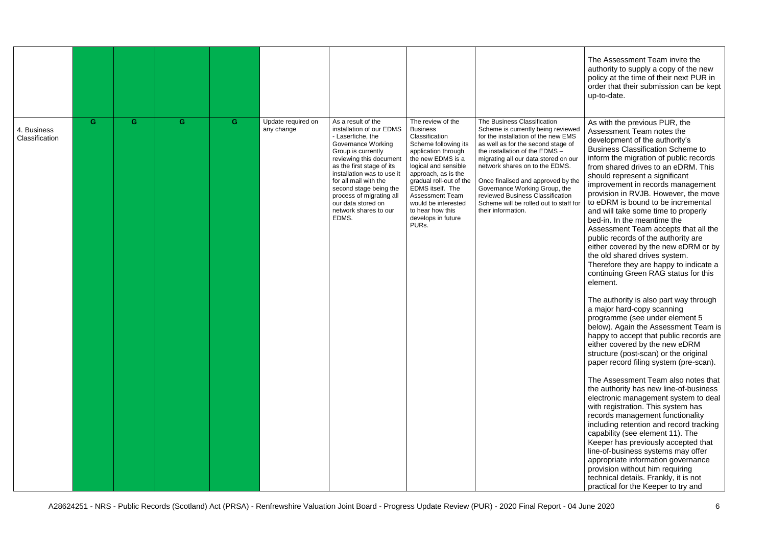| | | | | | | | | | |
|---|---|---|---|---|---|---|---|---|---|
| | | | | | | | | | The Assessment Team invite the authority to supply a copy of the new policy at the time of their next PUR in order that their submission can be kept up-to-date. |
| 4. Business Classification | G | G | G | G | Update required on any change | As a result of the installation of our EDMS - Laserfiche, the Governance Working Group is currently reviewing this document as the first stage of its installation was to use it for all mail with the second stage being the process of migrating all our data stored on network shares to our EDMS. | The review of the Business Classification Scheme following its application through the new EDMS is a logical and sensible approach, as is the gradual roll-out of the EDMS itself. The Assessment Team would be interested to hear how this develops in future PURs. | The Business Classification Scheme is currently being reviewed for the installation of the new EMS as well as for the second stage of the installation of the EDMS – migrating all our data stored on our network shares on to the EDMS.<br><br>Once finalised and approved by the Governance Working Group, the reviewed Business Classification Scheme will be rolled out to staff for their information. | As with the previous PUR, the Assessment Team notes the development of the authority's Business Classification Scheme to inform the migration of public records from shared drives to an eDRM. This should represent a significant improvement in records management provision in RVJB. However, the move to eDRM is bound to be incremental and will take some time to properly bed-in. In the meantime the Assessment Team accepts that all the public records of the authority are either covered by the new eDRM or by the old shared drives system. Therefore they are happy to indicate a continuing Green RAG status for this element.<br><br>The authority is also part way through a major hard-copy scanning programme (see under element 5 below). Again the Assessment Team is happy to accept that public records are either covered by the new eDRM structure (post-scan) or the original paper record filing system (pre-scan).<br><br>The Assessment Team also notes that the authority has new line-of-business electronic management system to deal with registration. This system has records management functionality including retention and record tracking capability (see element 11). The Keeper has previously accepted that line-of-business systems may offer appropriate information governance provision without him requiring technical details. Frankly, it is not practical for the Keeper to try and |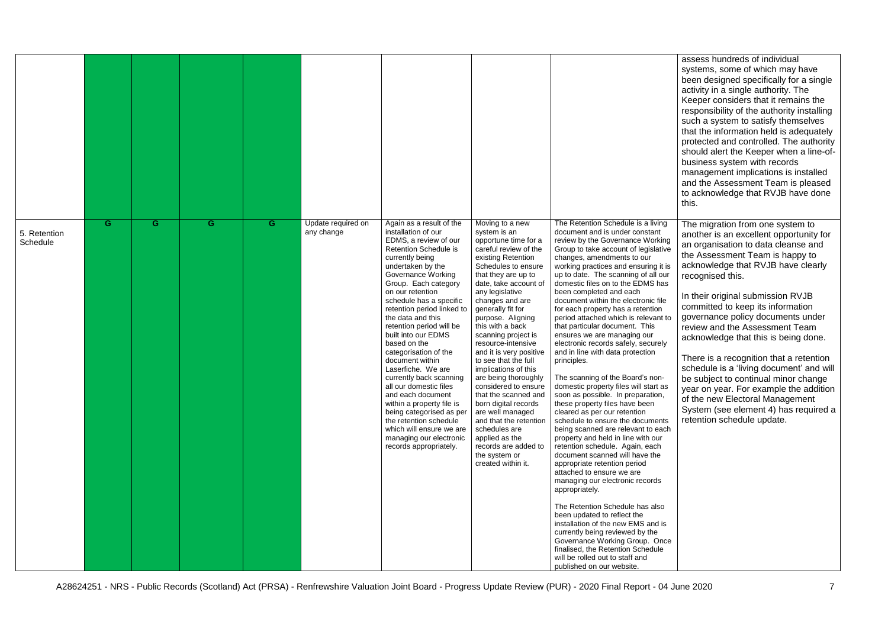| | | | | | | | | | |
|---|---|---|---|---|---|---|---|---|---|
| | | | | | | | | | assess hundreds of individual systems, some of which may have been designed specifically for a single activity in a single authority. The Keeper considers that it remains the responsibility of the authority installing such a system to satisfy themselves that the information held is adequately protected and controlled. The authority should alert the Keeper when a line-of-business system with records management implications is installed and the Assessment Team is pleased to acknowledge that RVJB have done this. |
| 5. Retention Schedule | G | G | G | G | Update required on any change | Again as a result of the installation of our EDMS, a review of our Retention Schedule is currently being undertaken by the Governance Working Group. Each category on our retention schedule has a specific retention period linked to the data and this retention period will be built into our EDMS based on the categorisation of the document within Laserfiche. We are currently back scanning all our domestic files and each document within a property file is being categorised as per the retention schedule which will ensure we are managing our electronic records appropriately. | Moving to a new system is an opportune time for a careful review of the existing Retention Schedules to ensure that they are up to date, take account of any legislative changes and are generally fit for purpose. Aligning this with a back scanning project is resource-intensive and it is very positive to see that the full implications of this are being thoroughly considered to ensure that the scanned and born digital records are well managed and that the retention schedules are applied as the records are added to the system or created within it. | The Retention Schedule is a living document and is under constant review by the Governance Working Group to take account of legislative changes, amendments to our working practices and ensuring it is up to date. The scanning of all our domestic files on to the EDMS has been completed and each document within the electronic file for each property has a retention period attached which is relevant to that particular document. This ensures we are managing our electronic records safely, securely and in line with data protection principles.<br><br>The scanning of the Board's non-domestic property files will start as soon as possible. In preparation, these property files have been cleared as per our retention schedule to ensure the documents being scanned are relevant to each property and held in line with our retention schedule. Again, each document scanned will have the appropriate retention period attached to ensure we are managing our electronic records appropriately.<br><br>The Retention Schedule has also been updated to reflect the installation of the new EMS and is currently being reviewed by the Governance Working Group. Once finalised, the Retention Schedule will be rolled out to staff and published on our website. | The migration from one system to another is an excellent opportunity for an organisation to data cleanse and the Assessment Team is happy to acknowledge that RVJB have clearly recognised this.<br><br>In their original submission RVJB committed to keep its information governance policy documents under review and the Assessment Team acknowledge that this is being done.<br><br>There is a recognition that a retention schedule is a 'living document' and will be subject to continual minor change year on year. For example the addition of the new Electoral Management System (see element 4) has required a retention schedule update. |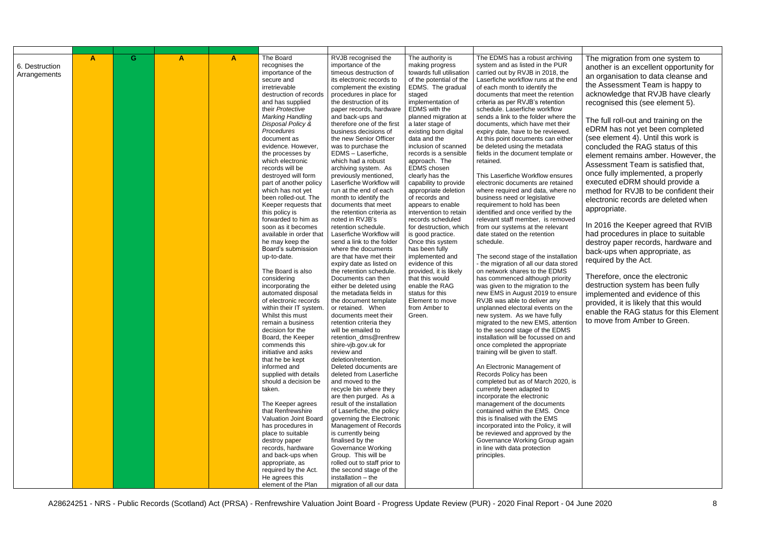| | | | | | | | | | |
|---|---|---|---|---|---|---|---|---|---|
| 6. Destruction Arrangements | A | G | A | A | The Board recognises the importance of the secure and irretrievable destruction of records and has supplied their *Protective Marking Handling Disposal Policy & Procedures* document as evidence. However, the processes by which electronic records will be destroyed will form part of another policy which has not yet been rolled-out. The Keeper requests that this policy is forwarded to him as soon as it becomes available in order that he may keep the Board's submission up-to-date.<br><br>The Board is also considering incorporating the automated disposal of electronic records within their IT system. Whilst this must remain a business decision for the Board, the Keeper commends this initiative and asks that he be kept informed and supplied with details should a decision be taken.<br><br>The Keeper agrees that Renfrewshire Valuation Joint Board has procedures in place to suitable destroy paper records, hardware and back-ups when appropriate, as required by the Act. He agrees this element of the Plan | RVJB recognised the importance of the timeous destruction of its electronic records to complement the existing procedures in place for the destruction of its paper records, hardware and back-ups and therefore one of the first business decisions of the new Senior Officer was to purchase the EDMS – Laserfiche, which had a robust archiving system. As previously mentioned, Laserfiche Workflow will run at the end of each month to identify the documents that meet the retention criteria as noted in RVJB's retention schedule. Laserfiche Workflow will send a link to the folder where the documents are that have met their expiry date as listed on the retention schedule. Documents can then either be deleted using the metadata fields in the document template or retained. When documents meet their retention criteria they will be emailed to retention_dms@renfrewshire-vjb.gov.uk for review and deletion/retention. Deleted documents are deleted from Laserfiche and moved to the recycle bin where they are then purged. As a result of the installation of Laserfiche, the policy governing the Electronic Management of Records is currently being finalised by the Governance Working Group. This will be rolled out to staff prior to the second stage of the installation – the migration of all our data | The authority is making progress towards full utilisation of the potential of the EDMS. The gradual staged implementation of EDMS with the planned migration at a later stage of existing born digital data and the inclusion of scanned records is a sensible approach. The EDMS chosen clearly has the capability to provide appropriate deletion of records and appears to enable intervention to retain records scheduled for destruction, which is good practice. Once this system has been fully implemented and evidence of this provided, it is likely that this would enable the RAG status for this Element to move from Amber to Green. | The EDMS has a robust archiving system and as listed in the PUR carried out by RVJB in 2018, the Laserfiche workflow runs at the end of each month to identify the documents that meet the retention criteria as per RVJB's retention schedule. Laserfiche workflow sends a link to the folder where the documents, which have met their expiry date, have to be reviewed. At this point documents can either be deleted using the metadata fields in the document template or retained.<br><br>This Laserfiche Workflow ensures electronic documents are retained where required and data, where no business need or legislative requirement to hold has been identified and once verified by the relevant staff member, is removed from our systems at the relevant date stated on the retention schedule.<br><br>The second stage of the installation - the migration of all our data stored on network shares to the EDMS has commenced although priority was given to the migration to the new EMS in August 2019 to ensure RVJB was able to deliver any unplanned electoral events on the new system. As we have fully migrated to the new EMS, attention to the second stage of the EDMS installation will be focussed on and once completed the appropriate training will be given to staff.<br><br>An Electronic Management of Records Policy has been completed but as of March 2020, is currently been adapted to incorporate the electronic management of the documents contained within the EMS. Once this is finalised with the EMS incorporated into the Policy, it will be reviewed and approved by the Governance Working Group again in line with data protection principles. | The migration from one system to another is an excellent opportunity for an organisation to data cleanse and the Assessment Team is happy to acknowledge that RVJB have clearly recognised this (see element 5).<br><br>The full roll-out and training on the eDRM has not yet been completed (see element 4). Until this work is concluded the RAG status of this element remains amber. However, the Assessment Team is satisfied that, once fully implemented, a properly executed eDRM should provide a method for RVJB to be confident their electronic records are deleted when appropriate.<br><br>In 2016 the Keeper agreed that RVIB had procedures in place to suitable destroy paper records, hardware and back-ups when appropriate, as required by the Act.<br><br>Therefore, once the electronic destruction system has been fully implemented and evidence of this provided, it is likely that this would enable the RAG status for this Element to move from Amber to Green. |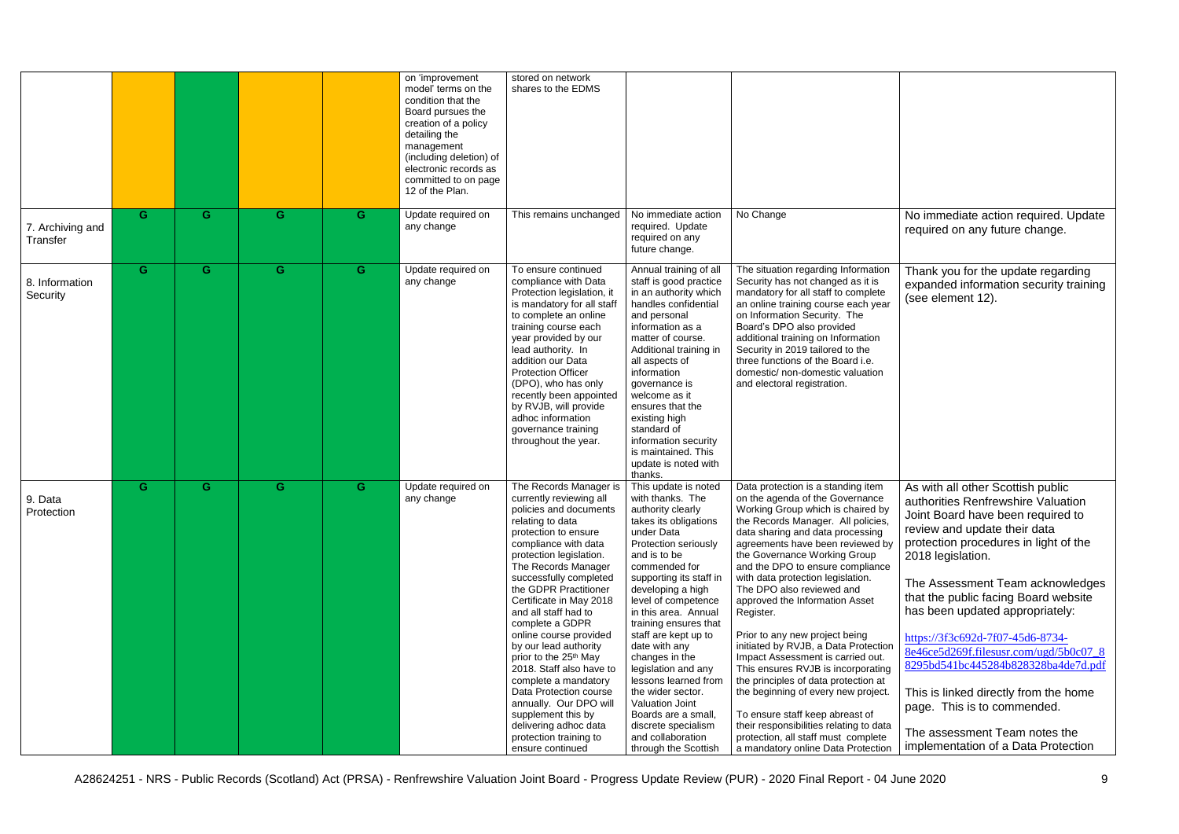| | | | | | on 'improvement model' terms on the condition that the Board pursues the creation of a policy detailing the management (including deletion) of electronic records as committed to on page 12 of the Plan. | stored on network shares to the EDMS | | | |
|---|---|---|---|---|---|---|---|---|---|
| 7. Archiving and Transfer | G | G | G | G | Update required on any change | This remains unchanged | No immediate action required. Update required on any future change. | No Change | No immediate action required. Update required on any future change. |
| 8. Information Security | G | G | G | G | Update required on any change | To ensure continued compliance with Data Protection legislation, it is mandatory for all staff to complete an online training course each year provided by our lead authority. In addition our Data Protection Officer (DPO), who has only recently been appointed by RVJB, will provide adhoc information governance training throughout the year. | Annual training of all staff is good practice in an authority which handles confidential and personal information as a matter of course. Additional training in all aspects of information governance is welcome as it ensures that the existing high standard of information security is maintained. This update is noted with thanks. | The situation regarding Information Security has not changed as it is mandatory for all staff to complete an online training course each year on Information Security. The Board's DPO also provided additional training on Information Security in 2019 tailored to the three functions of the Board i.e. domestic/ non-domestic valuation and electoral registration. | Thank you for the update regarding expanded information security training (see element 12). |
| 9. Data Protection | G | G | G | G | Update required on any change | The Records Manager is currently reviewing all policies and documents relating to data protection to ensure compliance with data protection legislation. The Records Manager successfully completed the GDPR Practitioner Certificate in May 2018 and all staff had to complete a GDPR online course provided by our lead authority prior to the 25th May 2018. Staff also have to complete a mandatory Data Protection course annually. Our DPO will supplement this by delivering adhoc data protection training to ensure continued | This update is noted with thanks. The authority clearly takes its obligations under Data Protection seriously and is to be commended for supporting its staff in developing a high level of competence in this area. Annual training ensures that staff are kept up to date with any changes in the legislation and any lessons learned from the wider sector. Valuation Joint Boards are a small, discrete specialism and collaboration through the Scottish | Data protection is a standing item on the agenda of the Governance Working Group which is chaired by the Records Manager. All policies, data sharing and data processing agreements have been reviewed by the Governance Working Group and the DPO to ensure compliance with data protection legislation. The DPO also reviewed and approved the Information Asset Register.<br><br>Prior to any new project being initiated by RVJB, a Data Protection Impact Assessment is carried out. This ensures RVJB is incorporating the principles of data protection at the beginning of every new project.<br><br>To ensure staff keep abreast of their responsibilities relating to data protection, all staff must complete a mandatory online Data Protection | As with all other Scottish public authorities Renfrewshire Valuation Joint Board have been required to review and update their data protection procedures in light of the 2018 legislation.<br><br>The Assessment Team acknowledges that the public facing Board website has been updated appropriately:<br><br>https://3f3c692d-7f07-45d6-8734-8e46ce5d269f.filesusr.com/ugd/5b0c07_88295bd541bc445284b828328ba4de7d.pdf<br><br>This is linked directly from the home page. This is to commended.<br><br>The assessment Team notes the implementation of a Data Protection |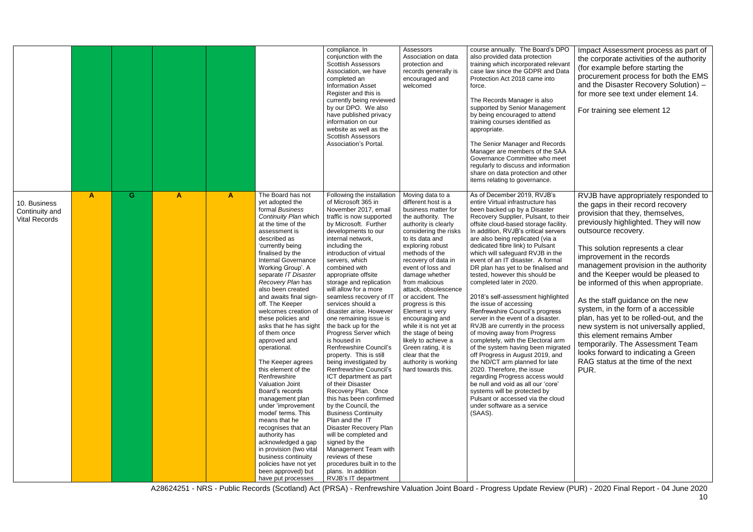| | | | | | | | | | |
|---|---|---|---|---|---|---|---|---|---|
| | | | | | | compliance. In conjunction with the Scottish Assessors Association, we have completed an Information Asset Register and this is currently being reviewed by our DPO. We also have published privacy information on our website as well as the Scottish Assessors Association's Portal. | Assessors Association on data protection and records generally is encouraged and welcomed | course annually. The Board's DPO also provided data protection training which incorporated relevant case law since the GDPR and Data Protection Act 2018 came into force.<br><br>The Records Manager is also supported by Senior Management by being encouraged to attend training courses identified as appropriate.<br><br>The Senior Manager and Records Manager are members of the SAA Governance Committee who meet regularly to discuss and information share on data protection and other items relating to governance. | Impact Assessment process as part of the corporate activities of the authority (for example before starting the procurement process for both the EMS and the Disaster Recovery Solution) – for more see text under element 14.<br><br>For training see element 12 |
| 10. Business Continuity and Vital Records | A | G | A | A | The Board has not yet adopted the formal *Business Continuity Plan* which at the time of the assessment is described as 'currently being finalised by the Internal Governance Working Group'. A separate *IT Disaster Recovery Plan* has also been created and awaits final sign-off. The Keeper welcomes creation of these policies and asks that he has sight of them once approved and operational.<br><br>The Keeper agrees this element of the Renfrewshire Valuation Joint Board's records management plan under 'improvement model' terms. This means that he recognises that an authority has acknowledged a gap in provision (two vital business continuity policies have not yet been approved) but have put processes | Following the installation of Microsoft 365 in November 2017, email traffic is now supported by Microsoft. Further developments to our internal network, including the introduction of virtual servers, which combined with appropriate offsite storage and replication will allow for a more seamless recovery of IT services should a disaster arise. However one remaining issue is the back up for the Progress Server which is housed in Renfrewshire Council's property. This is still being investigated by Renfrewshire Council's ICT department as part of their Disaster Recovery Plan. Once this has been confirmed by the Council, the Business Continuity Plan and the IT Disaster Recovery Plan will be completed and signed by the Management Team with reviews of these procedures built in to the plans. In addition RVJB's IT department | Moving data to a different host is a business matter for the authority. The authority is clearly considering the risks to its data and exploring robust methods of the recovery of data in event of loss and damage whether from malicious attack, obsolescence or accident. The progress is this Element is very encouraging and while it is not yet at the stage of being likely to achieve a Green rating, it is clear that the authority is working hard towards this. | As of December 2019, RVJB's entire Virtual infrastructure has been backed up by a Disaster Recovery Supplier, Pulsant, to their offsite cloud-based storage facility. In addition, RVJB's critical servers are also being replicated (via a dedicated fibre link) to Pulsant which will safeguard RVJB in the event of an IT disaster. A formal DR plan has yet to be finalised and tested, however this should be completed later in 2020.<br><br>2018's self-assessment highlighted the issue of accessing Renfrewshire Council's progress server in the event of a disaster. RVJB are currently in the process of moving away from Progress completely, with the Electoral arm of the system having been migrated off Progress in August 2019, and the ND/CT arm planned for late 2020. Therefore, the issue regarding Progress access would be null and void as all our 'core' systems will be protected by Pulsant or accessed via the cloud under software as a service (SAAS). | RVJB have appropriately responded to the gaps in their record recovery provision that they, themselves, previously highlighted. They will now outsource recovery.<br><br>This solution represents a clear improvement in the records management provision in the authority and the Keeper would be pleased to be informed of this when appropriate.<br><br>As the staff guidance on the new system, in the form of a accessible plan, has yet to be rolled-out, and the new system is not universally applied, this element remains Amber temporarily. The Assessment Team looks forward to indicating a Green RAG status at the time of the next PUR. |

A28624251 - NRS - Public Records (Scotland) Act (PRSA) - Renfrewshire Valuation Joint Board - Progress Update Review (PUR) - 2020 Final Report - 04 June 2020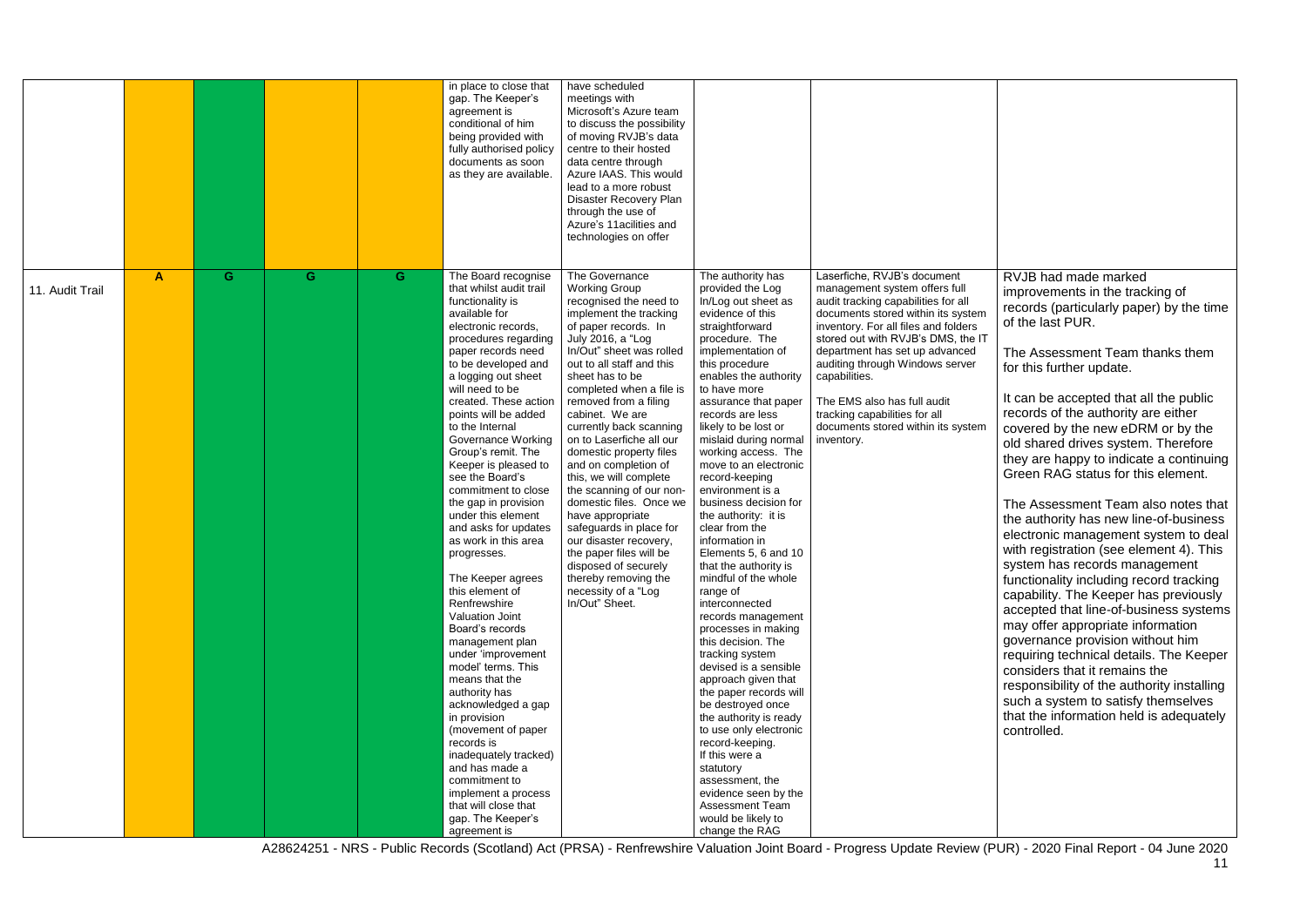| | | | | | | | | | |
|---|---|---|---|---|---|---|---|---|---|
| | | | | | in place to close that gap. The Keeper's agreement is conditional of him being provided with fully authorised policy documents as soon as they are available. | have scheduled meetings with Microsoft's Azure team to discuss the possibility of moving RVJB's data centre to their hosted data centre through Azure IAAS. This would lead to a more robust Disaster Recovery Plan through the use of Azure's 11acilities and technologies on offer | | | |
| 11. Audit Trail | A | G | G | G | The Board recognise that whilst audit trail functionality is available for electronic records, procedures regarding paper records need to be developed and a logging out sheet will need to be created. These action points will be added to the Internal Governance Working Group's remit. The Keeper is pleased to see the Board's commitment to close the gap in provision under this element and asks for updates as work in this area progresses.<br><br>The Keeper agrees this element of Renfrewshire Valuation Joint Board's records management plan under 'improvement model' terms. This means that the authority has acknowledged a gap in provision (movement of paper records is inadequately tracked) and has made a commitment to implement a process that will close that gap. The Keeper's agreement is | The Governance Working Group recognised the need to implement the tracking of paper records. In July 2016, a "Log In/Out" sheet was rolled out to all staff and this sheet has to be completed when a file is removed from a filing cabinet. We are currently back scanning on to Laserfiche all our domestic property files and on completion of this, we will complete the scanning of our non-domestic files. Once we have appropriate safeguards in place for our disaster recovery, the paper files will be disposed of securely thereby removing the necessity of a "Log In/Out" Sheet. | The authority has provided the Log In/Log out sheet as evidence of this straightforward procedure. The implementation of this procedure enables the authority to have more assurance that paper records are less likely to be lost or mislaid during normal working access. The move to an electronic record-keeping environment is a business decision for the authority: it is clear from the information in Elements 5, 6 and 10 that the authority is mindful of the whole range of interconnected records management processes in making this decision. The tracking system devised is a sensible approach given that the paper records will be destroyed once the authority is ready to use only electronic record-keeping. If this were a statutory assessment, the evidence seen by the Assessment Team would be likely to change the RAG | Laserfiche, RVJB's document management system offers full audit tracking capabilities for all documents stored within its system inventory. For all files and folders stored out with RVJB's DMS, the IT department has set up advanced auditing through Windows server capabilities.<br><br>The EMS also has full audit tracking capabilities for all documents stored within its system inventory. | RVJB had made marked improvements in the tracking of records (particularly paper) by the time of the last PUR.<br><br>The Assessment Team thanks them for this further update.<br><br>It can be accepted that all the public records of the authority are either covered by the new eDRM or by the old shared drives system. Therefore they are happy to indicate a continuing Green RAG status for this element.<br><br>The Assessment Team also notes that the authority has new line-of-business electronic management system to deal with registration (see element 4). This system has records management functionality including record tracking capability. The Keeper has previously accepted that line-of-business systems may offer appropriate information governance provision without him requiring technical details. The Keeper considers that it remains the responsibility of the authority installing such a system to satisfy themselves that the information held is adequately controlled. |

A28624251 - NRS - Public Records (Scotland) Act (PRSA) - Renfrewshire Valuation Joint Board - Progress Update Review (PUR) - 2020 Final Report - 04 June 2020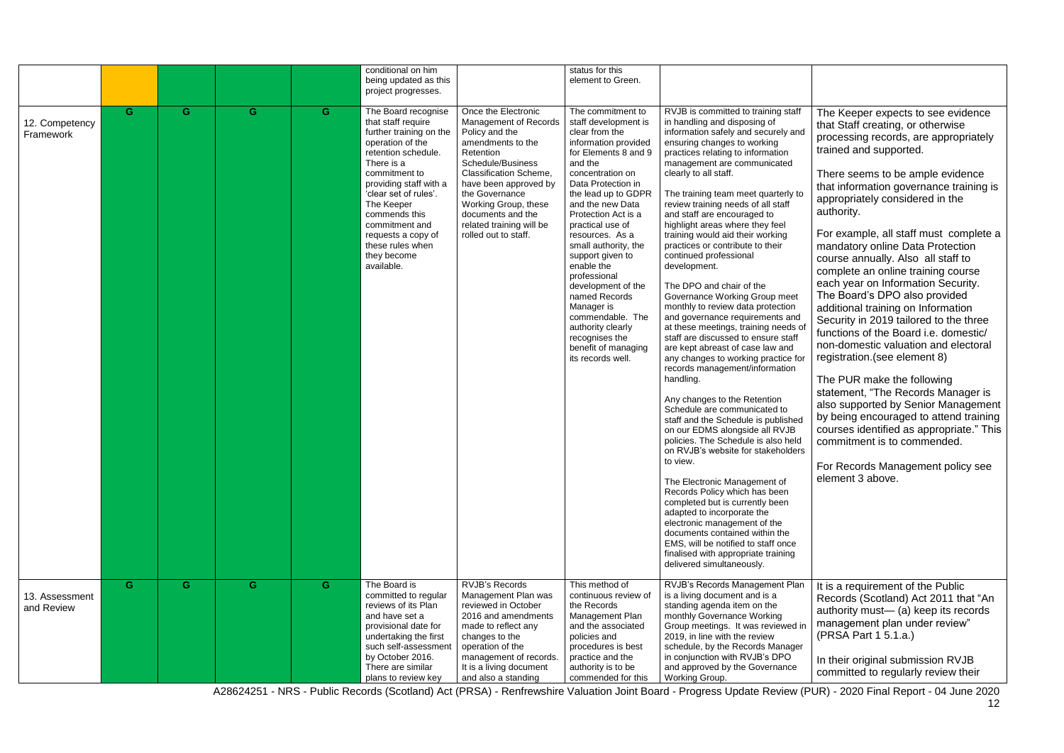| | | | | | | | | | |
|---|---|---|---|---|---|---|---|---|---|
| | | | | | conditional on him being updated as this project progresses. | | status for this element to Green. | | |
| 12. Competency Framework | G | G | G | G | The Board recognise that staff require further training on the operation of the retention schedule. There is a commitment to providing staff with a 'clear set of rules'. The Keeper commends this commitment and requests a copy of these rules when they become available. | Once the Electronic Management of Records Policy and the amendments to the Retention Schedule/Business Classification Scheme, have been approved by the Governance Working Group, these documents and the related training will be rolled out to staff. | The commitment to staff development is clear from the information provided for Elements 8 and 9 and the concentration on Data Protection in the lead up to GDPR and the new Data Protection Act is a practical use of resources. As a small authority, the support given to enable the professional development of the named Records Manager is commendable. The authority clearly recognises the benefit of managing its records well. | RVJB is committed to training staff in handling and disposing of information safely and securely and ensuring changes to working practices relating to information management are communicated clearly to all staff.<br><br>The training team meet quarterly to review training needs of all staff and staff are encouraged to highlight areas where they feel training would aid their working practices or contribute to their continued professional development.<br><br>The DPO and chair of the Governance Working Group meet monthly to review data protection and governance requirements and at these meetings, training needs of staff are discussed to ensure staff are kept abreast of case law and any changes to working practice for records management/information handling.<br><br>Any changes to the Retention Schedule are communicated to staff and the Schedule is published on our EDMS alongside all RVJB policies. The Schedule is also held on RVJB's website for stakeholders to view.<br><br>The Electronic Management of Records Policy which has been completed but is currently been adapted to incorporate the electronic management of the documents contained within the EMS, will be notified to staff once finalised with appropriate training delivered simultaneously. | The Keeper expects to see evidence that Staff creating, or otherwise processing records, are appropriately trained and supported.<br><br>There seems to be ample evidence that information governance training is appropriately considered in the authority.<br><br>For example, all staff must complete a mandatory online Data Protection course annually. Also all staff to complete an online training course each year on Information Security. The Board's DPO also provided additional training on Information Security in 2019 tailored to the three functions of the Board i.e. domestic/ non-domestic valuation and electoral registration.(see element 8)<br><br>The PUR make the following statement, "The Records Manager is also supported by Senior Management by being encouraged to attend training courses identified as appropriate." This commitment is to commended.<br><br>For Records Management policy see element 3 above. |
| 13. Assessment and Review | G | G | G | G | The Board is committed to regular reviews of its Plan and have set a provisional date for undertaking the first such self-assessment by October 2016. There are similar plans to review key | RVJB's Records Management Plan was reviewed in October 2016 and amendments made to reflect any changes to the operation of the management of records. It is a living document and also a standing | This method of continuous review of the Records Management Plan and the associated policies and procedures is best practice and the authority is to be commended for this | RVJB's Records Management Plan is a living document and is a standing agenda item on the monthly Governance Working Group meetings. It was reviewed in 2019, in line with the review schedule, by the Records Manager in conjunction with RVJB's DPO and approved by the Governance Working Group. | It is a requirement of the Public Records (Scotland) Act 2011 that "An authority must— (a) keep its records management plan under review" (PRSA Part 1 5.1.a.)<br><br>In their original submission RVJB committed to regularly review their |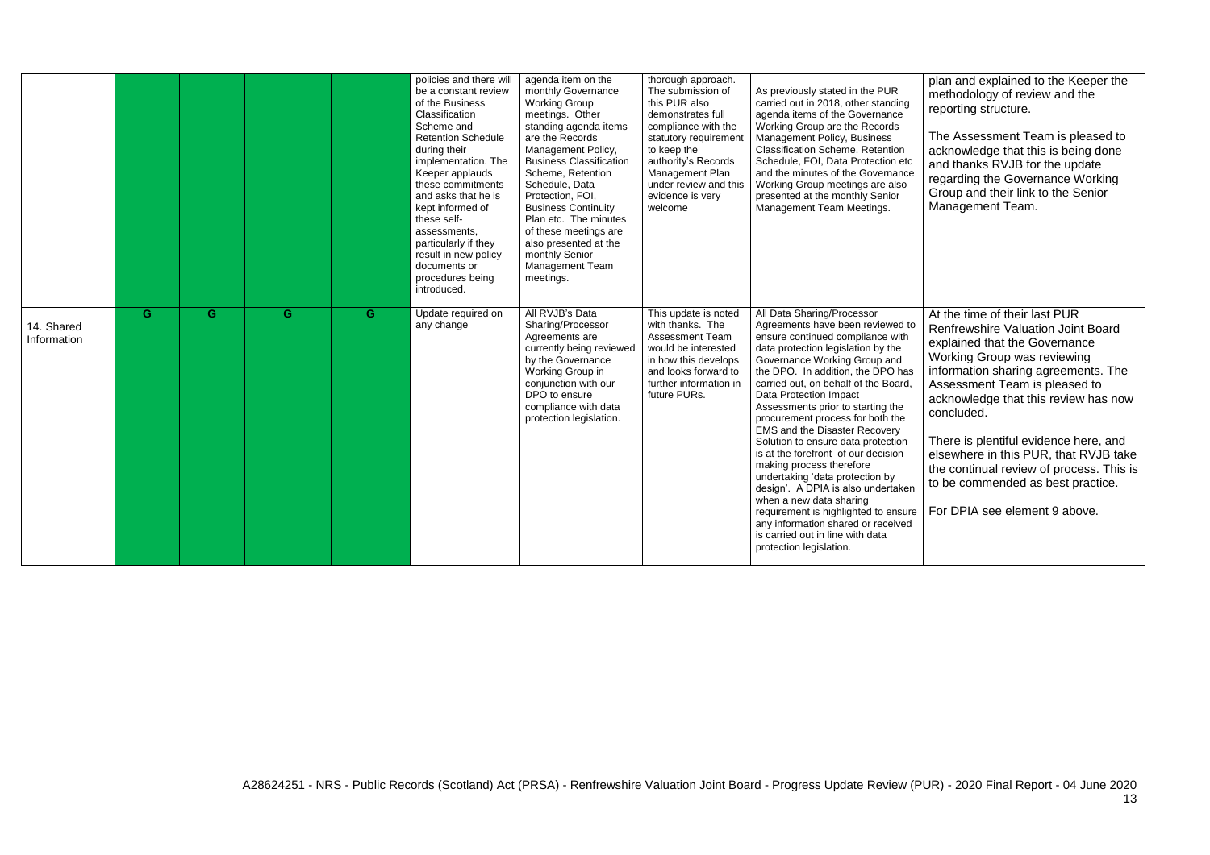|  |  |  |  |  | policies and there will be a constant review of the Business Classification Scheme and Retention Schedule during their implementation. The Keeper applauds these commitments and asks that he is kept informed of these self-assessments, particularly if they result in new policy documents or procedures being introduced. | agenda item on the monthly Governance Working Group meetings. Other standing agenda items are the Records Management Policy, Business Classification Scheme, Retention Schedule, Data Protection, FOI, Business Continuity Plan etc. The minutes of these meetings are also presented at the monthly Senior Management Team meetings. | thorough approach. The submission of this PUR also demonstrates full compliance with the statutory requirement to keep the authority's Records Management Plan under review and this evidence is very welcome | As previously stated in the PUR carried out in 2018, other standing agenda items of the Governance Working Group are the Records Management Policy, Business Classification Scheme. Retention Schedule, FOI, Data Protection etc and the minutes of the Governance Working Group meetings are also presented at the monthly Senior Management Team Meetings. | plan and explained to the Keeper the methodology of review and the reporting structure.<br><br>The Assessment Team is pleased to acknowledge that this is being done and thanks RVJB for the update regarding the Governance Working Group and their link to the Senior Management Team. |
|---|---|---|---|---|---|---|---|---|---|
| 14. Shared Information | G | G | G | G | Update required on any change | All RVJB's Data Sharing/Processor Agreements are currently being reviewed by the Governance Working Group in conjunction with our DPO to ensure compliance with data protection legislation. | This update is noted with thanks. The Assessment Team would be interested in how this develops and looks forward to further information in future PURs. | All Data Sharing/Processor Agreements have been reviewed to ensure continued compliance with data protection legislation by the Governance Working Group and the DPO. In addition, the DPO has carried out, on behalf of the Board, Data Protection Impact Assessments prior to starting the procurement process for both the EMS and the Disaster Recovery Solution to ensure data protection is at the forefront of our decision making process therefore undertaking 'data protection by design'. A DPIA is also undertaken when a new data sharing requirement is highlighted to ensure any information shared or received is carried out in line with data protection legislation. | At the time of their last PUR Renfrewshire Valuation Joint Board explained that the Governance Working Group was reviewing information sharing agreements. The Assessment Team is pleased to acknowledge that this review has now concluded.<br><br>There is plentiful evidence here, and elsewhere in this PUR, that RVJB take the continual review of process. This is to be commended as best practice.<br><br>For DPIA see element 9 above. |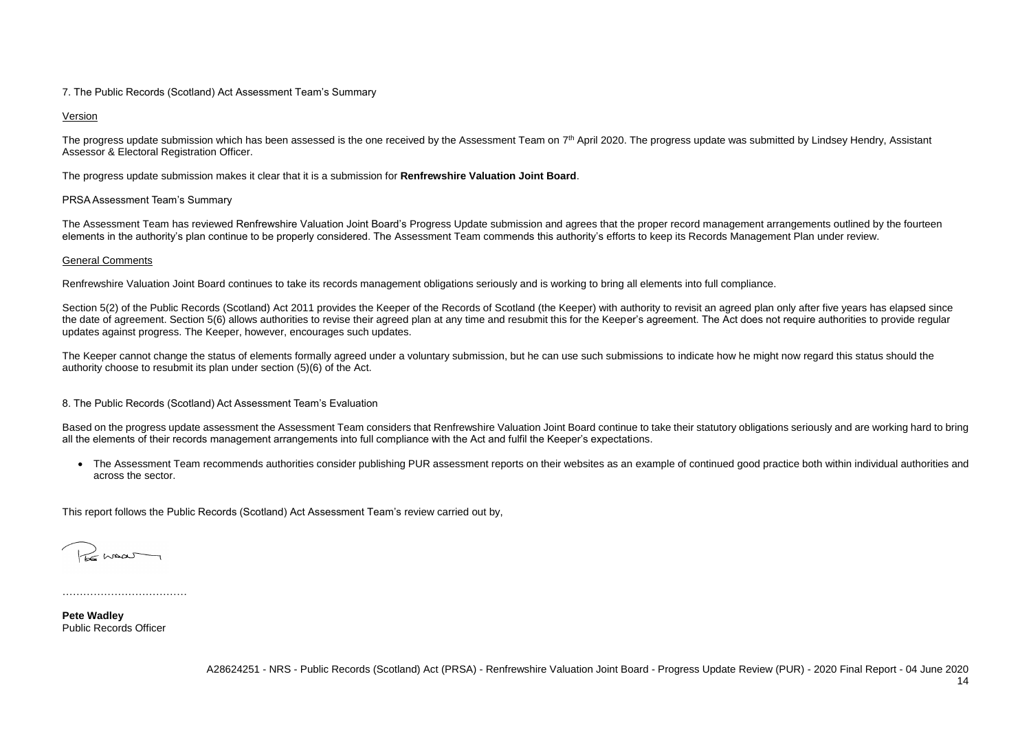## 7. The Public Records (Scotland) Act Assessment Team's Summary

**Version**

The progress update submission which has been assessed is the one received by the Assessment Team on 7th April 2020. The progress update was submitted by Lindsey Hendry, Assistant Assessor & Electoral Registration Officer.

The progress update submission makes it clear that it is a submission for **Renfrewshire Valuation Joint Board**.

**PRSA Assessment Team's Summary**

The Assessment Team has reviewed Renfrewshire Valuation Joint Board's Progress Update submission and agrees that the proper record management arrangements outlined by the fourteen elements in the authority's plan continue to be properly considered. The Assessment Team commends this authority's efforts to keep its Records Management Plan under review.

**General Comments**

Renfrewshire Valuation Joint Board continues to take its records management obligations seriously and is working to bring all elements into full compliance.

Section 5(2) of the Public Records (Scotland) Act 2011 provides the Keeper of the Records of Scotland (the Keeper) with authority to revisit an agreed plan only after five years has elapsed since the date of agreement. Section 5(6) allows authorities to revise their agreed plan at any time and resubmit this for the Keeper's agreement. The Act does not require authorities to provide regular updates against progress. The Keeper, however, encourages such updates.

The Keeper cannot change the status of elements formally agreed under a voluntary submission, but he can use such submissions to indicate how he might now regard this status should the authority choose to resubmit its plan under section (5)(6) of the Act.

## 8. The Public Records (Scotland) Act Assessment Team's Evaluation

Based on the progress update assessment the Assessment Team considers that Renfrewshire Valuation Joint Board continue to take their statutory obligations seriously and are working hard to bring all the elements of their records management arrangements into full compliance with the Act and fulfil the Keeper's expectations.

- The Assessment Team recommends authorities consider publishing PUR assessment reports on their websites as an example of continued good practice both within individual authorities and across the sector.

This report follows the Public Records (Scotland) Act Assessment Team's review carried out by,

………………………………

**Pete Wadley**
Public Records Officer